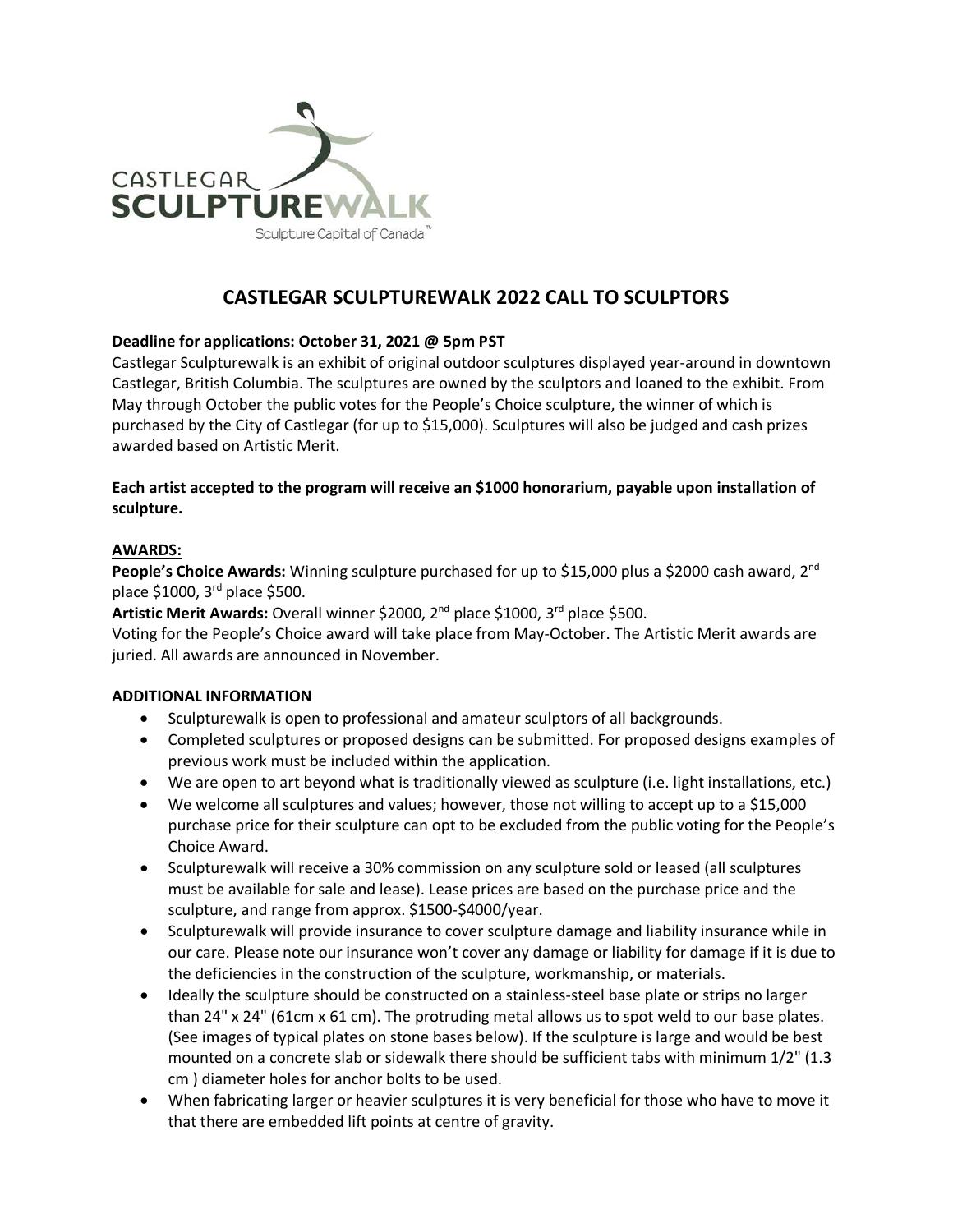CASTLEGAR SCULPTUREWALK
Sculpture Capital of Canada™

# CASTLEGAR SCULPTUREWALK 2022 CALL TO SCULPTORS

**Deadline for applications: October 31, 2021 @ 5pm PST**

Castlegar Sculpturewalk is an exhibit of original outdoor sculptures displayed year-around in downtown Castlegar, British Columbia. The sculptures are owned by the sculptors and loaned to the exhibit. From May through October the public votes for the People's Choice sculpture, the winner of which is purchased by the City of Castlegar (for up to $15,000). Sculptures will also be judged and cash prizes awarded based on Artistic Merit.

**Each artist accepted to the program will receive an $1000 honorarium, payable upon installation of sculpture.**

## AWARDS:

**People's Choice Awards:** Winning sculpture purchased for up to $15,000 plus a $2000 cash award, 2nd place $1000, 3rd place $500.

**Artistic Merit Awards:** Overall winner $2000, 2nd place $1000, 3rd place $500.

Voting for the People's Choice award will take place from May-October. The Artistic Merit awards are juried. All awards are announced in November.

## ADDITIONAL INFORMATION

- Sculpturewalk is open to professional and amateur sculptors of all backgrounds.
- Completed sculptures or proposed designs can be submitted. For proposed designs examples of previous work must be included within the application.
- We are open to art beyond what is traditionally viewed as sculpture (i.e. light installations, etc.)
- We welcome all sculptures and values; however, those not willing to accept up to a $15,000 purchase price for their sculpture can opt to be excluded from the public voting for the People's Choice Award.
- Sculpturewalk will receive a 30% commission on any sculpture sold or leased (all sculptures must be available for sale and lease). Lease prices are based on the purchase price and the sculpture, and range from approx. $1500-$4000/year.
- Sculpturewalk will provide insurance to cover sculpture damage and liability insurance while in our care. Please note our insurance won't cover any damage or liability for damage if it is due to the deficiencies in the construction of the sculpture, workmanship, or materials.
- Ideally the sculpture should be constructed on a stainless-steel base plate or strips no larger than 24" x 24" (61cm x 61 cm). The protruding metal allows us to spot weld to our base plates. (See images of typical plates on stone bases below). If the sculpture is large and would be best mounted on a concrete slab or sidewalk there should be sufficient tabs with minimum 1/2" (1.3 cm ) diameter holes for anchor bolts to be used.
- When fabricating larger or heavier sculptures it is very beneficial for those who have to move it that there are embedded lift points at centre of gravity.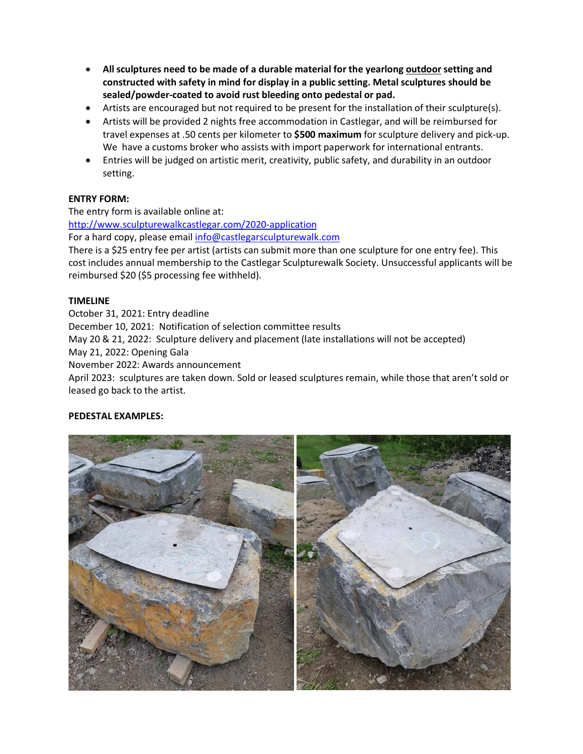- **All sculptures need to be made of a durable material for the yearlong outdoor setting and constructed with safety in mind for display in a public setting. Metal sculptures should be sealed/powder-coated to avoid rust bleeding onto pedestal or pad.**
- Artists are encouraged but not required to be present for the installation of their sculpture(s).
- Artists will be provided 2 nights free accommodation in Castlegar, and will be reimbursed for travel expenses at .50 cents per kilometer to **$500 maximum** for sculpture delivery and pick-up. We have a customs broker who assists with import paperwork for international entrants.
- Entries will be judged on artistic merit, creativity, public safety, and durability in an outdoor setting.

**ENTRY FORM:**

The entry form is available online at:
http://www.sculpturewalkcastlegar.com/2020-application
For a hard copy, please email info@castlegarsculpturewalk.com
There is a $25 entry fee per artist (artists can submit more than one sculpture for one entry fee). This cost includes annual membership to the Castlegar Sculpturewalk Society. Unsuccessful applicants will be reimbursed $20 ($5 processing fee withheld).

**TIMELINE**

October 31, 2021: Entry deadline
December 10, 2021: Notification of selection committee results
May 20 & 21, 2022: Sculpture delivery and placement (late installations will not be accepted)
May 21, 2022: Opening Gala
November 2022: Awards announcement
April 2023: sculptures are taken down. Sold or leased sculptures remain, while those that aren't sold or leased go back to the artist.

**PEDESTAL EXAMPLES:**